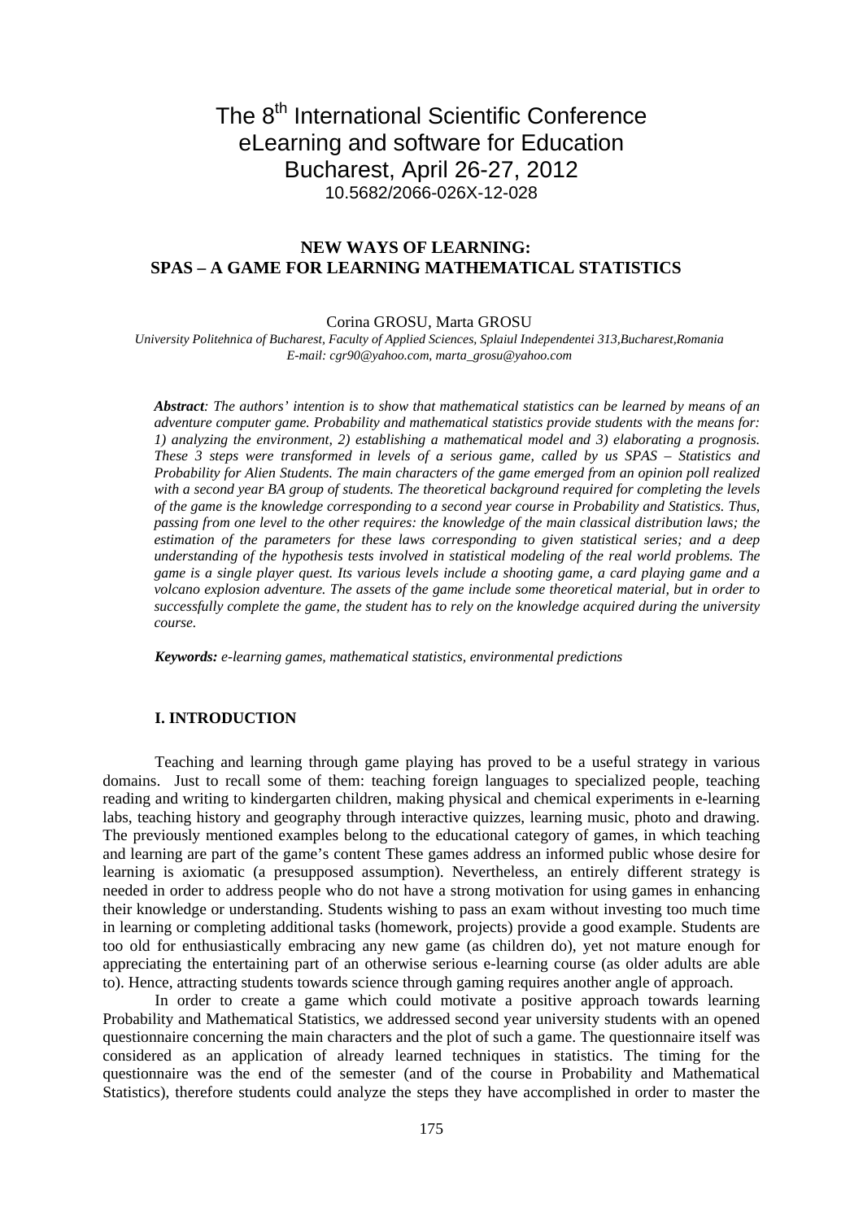The 8th International Scientific Conference
eLearning and software for Education
Bucharest, April 26-27, 2012
10.5682/2066-026X-12-028

# NEW WAYS OF LEARNING: SPAS – A GAME FOR LEARNING MATHEMATICAL STATISTICS

Corina GROSU, Marta GROSU

*University Politehnica of Bucharest, Faculty of Applied Sciences, Splaiul Independentei 313,Bucharest,Romania*
*E-mail: cgr90@yahoo.com, marta_grosu@yahoo.com*

***Abstract**: The authors' intention is to show that mathematical statistics can be learned by means of an adventure computer game. Probability and mathematical statistics provide students with the means for: 1) analyzing the environment, 2) establishing a mathematical model and 3) elaborating a prognosis. These 3 steps were transformed in levels of a serious game, called by us SPAS – Statistics and Probability for Alien Students. The main characters of the game emerged from an opinion poll realized with a second year BA group of students. The theoretical background required for completing the levels of the game is the knowledge corresponding to a second year course in Probability and Statistics. Thus, passing from one level to the other requires: the knowledge of the main classical distribution laws; the estimation of the parameters for these laws corresponding to given statistical series; and a deep understanding of the hypothesis tests involved in statistical modeling of the real world problems. The game is a single player quest. Its various levels include a shooting game, a card playing game and a volcano explosion adventure. The assets of the game include some theoretical material, but in order to successfully complete the game, the student has to rely on the knowledge acquired during the university course.*

***Keywords:** e-learning games, mathematical statistics, environmental predictions*

## I. INTRODUCTION

Teaching and learning through game playing has proved to be a useful strategy in various domains. Just to recall some of them: teaching foreign languages to specialized people, teaching reading and writing to kindergarten children, making physical and chemical experiments in e-learning labs, teaching history and geography through interactive quizzes, learning music, photo and drawing. The previously mentioned examples belong to the educational category of games, in which teaching and learning are part of the game's content These games address an informed public whose desire for learning is axiomatic (a presupposed assumption). Nevertheless, an entirely different strategy is needed in order to address people who do not have a strong motivation for using games in enhancing their knowledge or understanding. Students wishing to pass an exam without investing too much time in learning or completing additional tasks (homework, projects) provide a good example. Students are too old for enthusiastically embracing any new game (as children do), yet not mature enough for appreciating the entertaining part of an otherwise serious e-learning course (as older adults are able to). Hence, attracting students towards science through gaming requires another angle of approach.

In order to create a game which could motivate a positive approach towards learning Probability and Mathematical Statistics, we addressed second year university students with an opened questionnaire concerning the main characters and the plot of such a game. The questionnaire itself was considered as an application of already learned techniques in statistics. The timing for the questionnaire was the end of the semester (and of the course in Probability and Mathematical Statistics), therefore students could analyze the steps they have accomplished in order to master the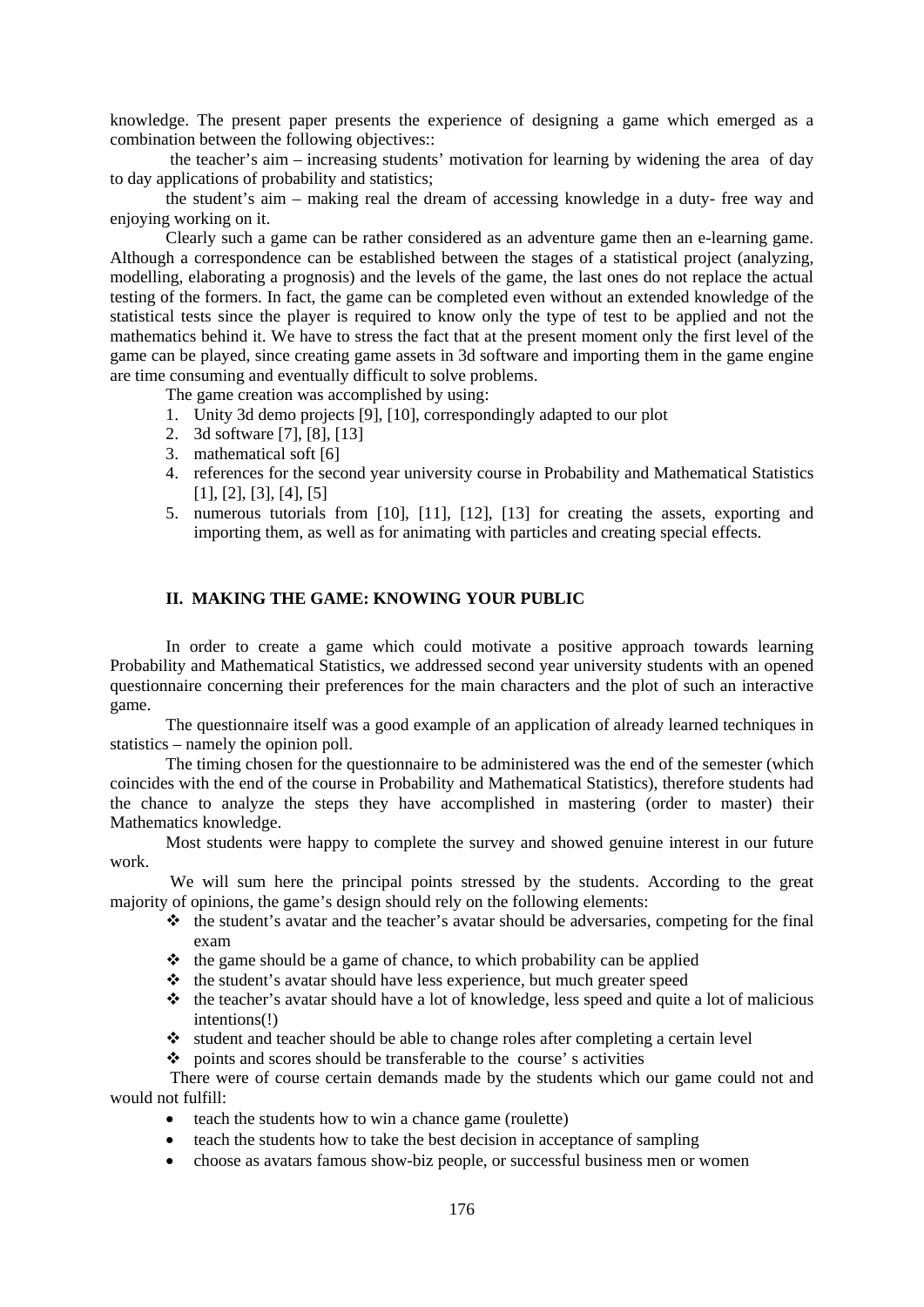knowledge. The present paper presents the experience of designing a game which emerged as a combination between the following objectives::

the teacher's aim – increasing students' motivation for learning by widening the area of day to day applications of probability and statistics;

the student's aim – making real the dream of accessing knowledge in a duty- free way and enjoying working on it.

Clearly such a game can be rather considered as an adventure game then an e-learning game. Although a correspondence can be established between the stages of a statistical project (analyzing, modelling, elaborating a prognosis) and the levels of the game, the last ones do not replace the actual testing of the formers. In fact, the game can be completed even without an extended knowledge of the statistical tests since the player is required to know only the type of test to be applied and not the mathematics behind it. We have to stress the fact that at the present moment only the first level of the game can be played, since creating game assets in 3d software and importing them in the game engine are time consuming and eventually difficult to solve problems.

The game creation was accomplished by using:

1. Unity 3d demo projects [9], [10], correspondingly adapted to our plot
2. 3d software [7], [8], [13]
3. mathematical soft [6]
4. references for the second year university course in Probability and Mathematical Statistics [1], [2], [3], [4], [5]
5. numerous tutorials from [10], [11], [12], [13] for creating the assets, exporting and importing them, as well as for animating with particles and creating special effects.

## II. MAKING THE GAME: KNOWING YOUR PUBLIC

In order to create a game which could motivate a positive approach towards learning Probability and Mathematical Statistics, we addressed second year university students with an opened questionnaire concerning their preferences for the main characters and the plot of such an interactive game.

The questionnaire itself was a good example of an application of already learned techniques in statistics – namely the opinion poll.

The timing chosen for the questionnaire to be administered was the end of the semester (which coincides with the end of the course in Probability and Mathematical Statistics), therefore students had the chance to analyze the steps they have accomplished in mastering (order to master) their Mathematics knowledge.

Most students were happy to complete the survey and showed genuine interest in our future work.

We will sum here the principal points stressed by the students. According to the great majority of opinions, the game's design should rely on the following elements:

- the student's avatar and the teacher's avatar should be adversaries, competing for the final exam
- the game should be a game of chance, to which probability can be applied
- the student's avatar should have less experience, but much greater speed
- the teacher's avatar should have a lot of knowledge, less speed and quite a lot of malicious intentions(!)
- student and teacher should be able to change roles after completing a certain level
- points and scores should be transferable to the course' s activities

There were of course certain demands made by the students which our game could not and would not fulfill:

- teach the students how to win a chance game (roulette)
- teach the students how to take the best decision in acceptance of sampling
- choose as avatars famous show-biz people, or successful business men or women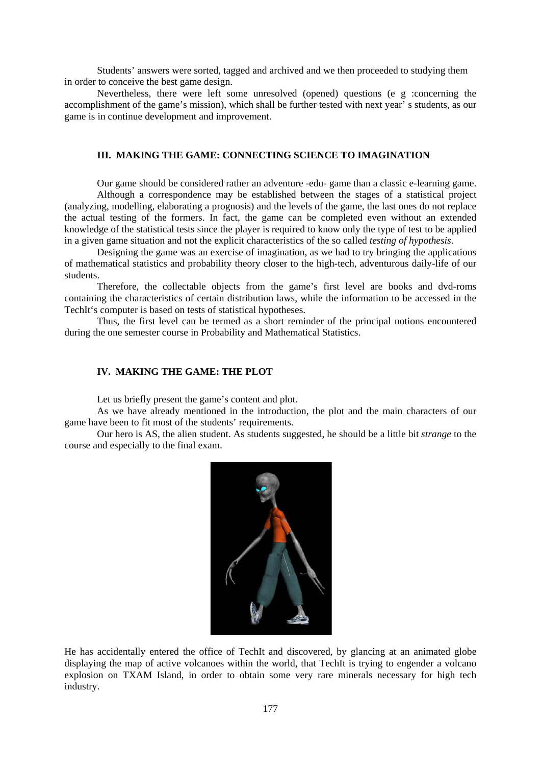Students' answers were sorted, tagged and archived and we then proceeded to studying them in order to conceive the best game design.

Nevertheless, there were left some unresolved (opened) questions (e g :concerning the accomplishment of the game's mission), which shall be further tested with next year' s students, as our game is in continue development and improvement.

## III. MAKING THE GAME: CONNECTING SCIENCE TO IMAGINATION

Our game should be considered rather an adventure -edu- game than a classic e-learning game.

Although a correspondence may be established between the stages of a statistical project (analyzing, modelling, elaborating a prognosis) and the levels of the game, the last ones do not replace the actual testing of the formers. In fact, the game can be completed even without an extended knowledge of the statistical tests since the player is required to know only the type of test to be applied in a given game situation and not the explicit characteristics of the so called *testing of hypothesis*.

Designing the game was an exercise of imagination, as we had to try bringing the applications of mathematical statistics and probability theory closer to the high-tech, adventurous daily-life of our students.

Therefore, the collectable objects from the game's first level are books and dvd-roms containing the characteristics of certain distribution laws, while the information to be accessed in the TechIt's computer is based on tests of statistical hypotheses.

Thus, the first level can be termed as a short reminder of the principal notions encountered during the one semester course in Probability and Mathematical Statistics.

## IV. MAKING THE GAME: THE PLOT

Let us briefly present the game's content and plot.

As we have already mentioned in the introduction, the plot and the main characters of our game have been to fit most of the students' requirements.

Our hero is AS, the alien student. As students suggested, he should be a little bit *strange* to the course and especially to the final exam.

He has accidentally entered the office of TechIt and discovered, by glancing at an animated globe displaying the map of active volcanoes within the world, that TechIt is trying to engender a volcano explosion on TXAM Island, in order to obtain some very rare minerals necessary for high tech industry.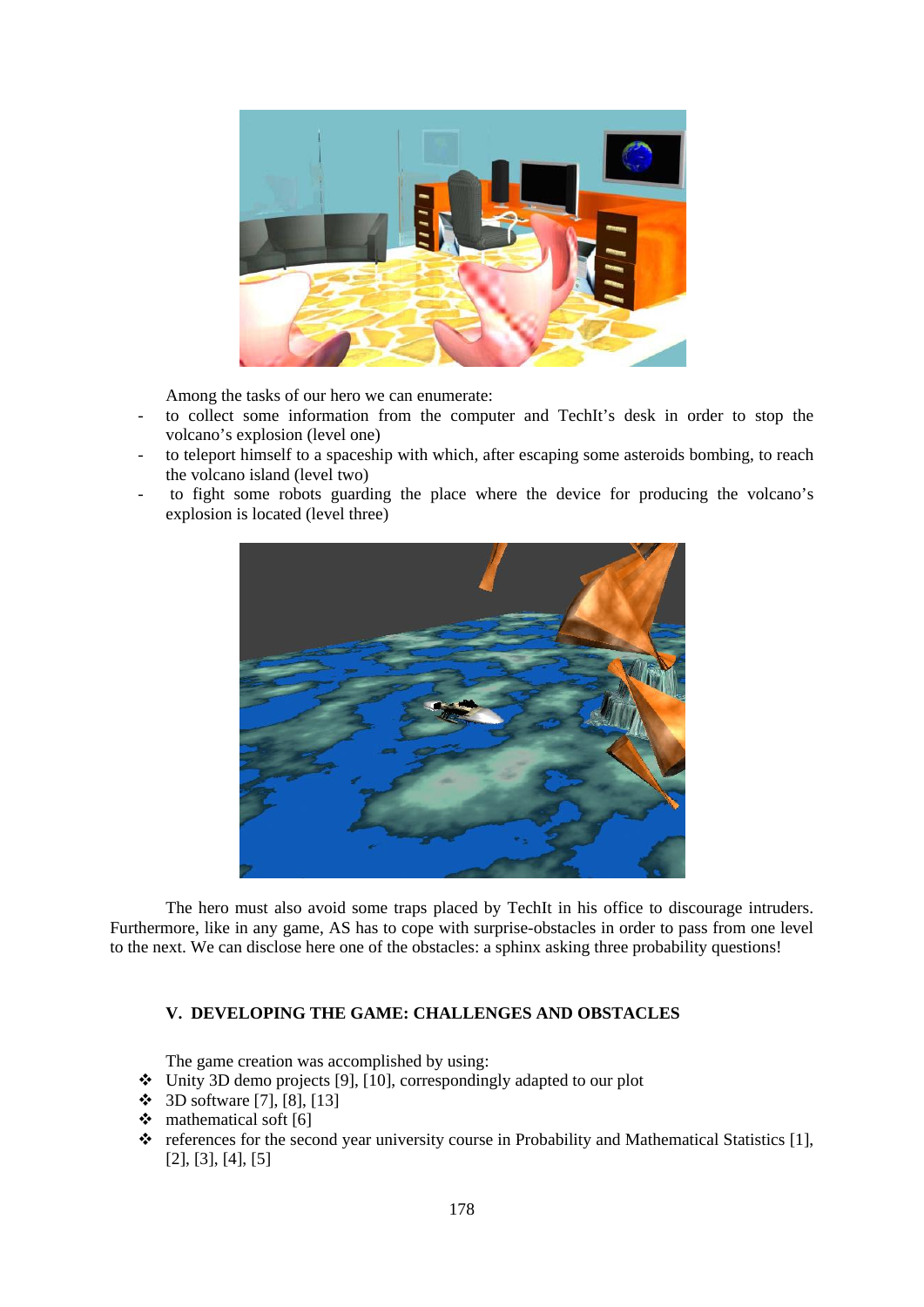Among the tasks of our hero we can enumerate:

- to collect some information from the computer and TechIt's desk in order to stop the volcano's explosion (level one)
- to teleport himself to a spaceship with which, after escaping some asteroids bombing, to reach the volcano island (level two)
- to fight some robots guarding the place where the device for producing the volcano's explosion is located (level three)

The hero must also avoid some traps placed by TechIt in his office to discourage intruders. Furthermore, like in any game, AS has to cope with surprise-obstacles in order to pass from one level to the next. We can disclose here one of the obstacles: a sphinx asking three probability questions!

## V. DEVELOPING THE GAME: CHALLENGES AND OBSTACLES

The game creation was accomplished by using:

- Unity 3D demo projects [9], [10], correspondingly adapted to our plot
- 3D software [7], [8], [13]
- mathematical soft [6]
- references for the second year university course in Probability and Mathematical Statistics [1], [2], [3], [4], [5]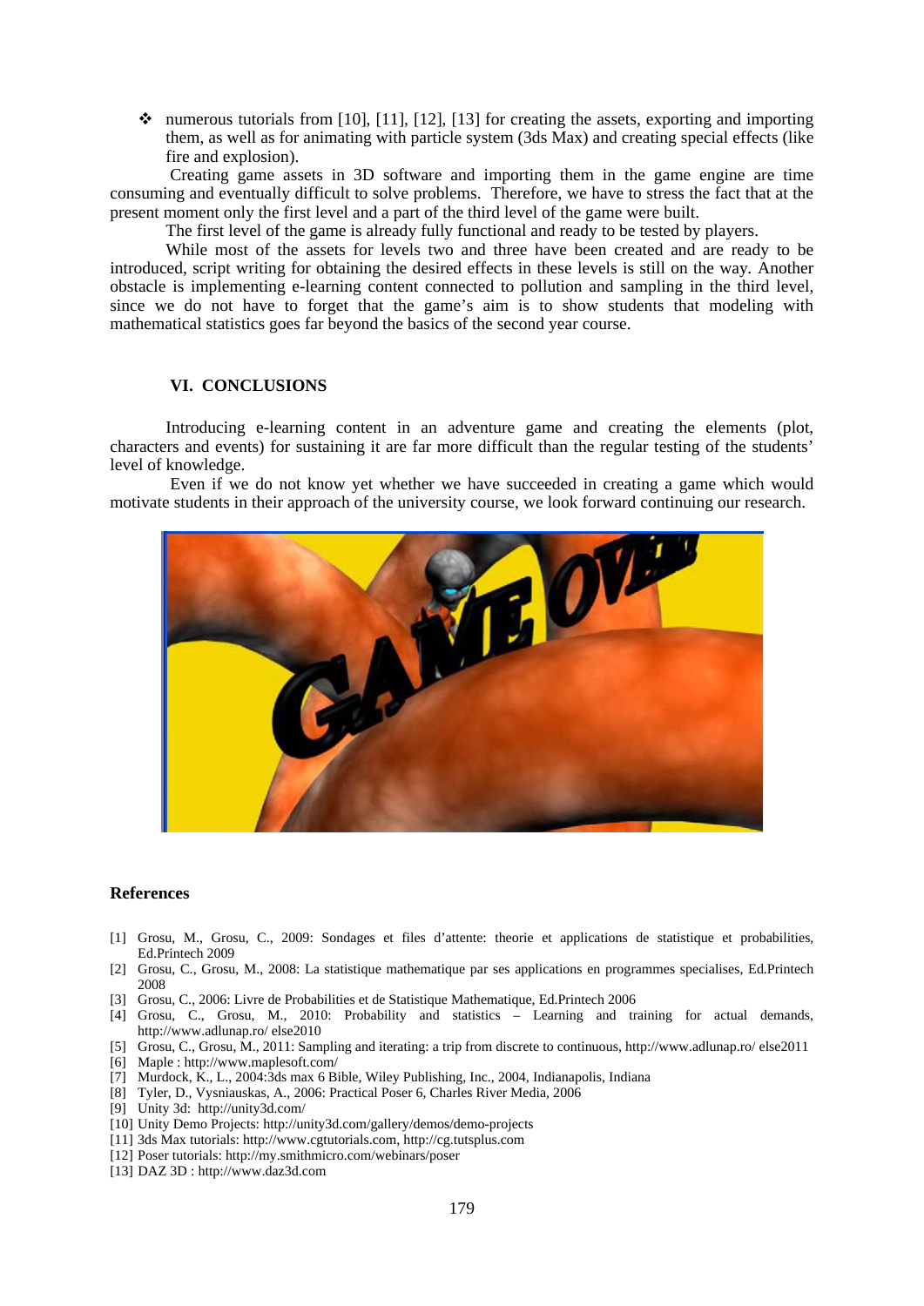- numerous tutorials from [10], [11], [12], [13] for creating the assets, exporting and importing them, as well as for animating with particle system (3ds Max) and creating special effects (like fire and explosion).

Creating game assets in 3D software and importing them in the game engine are time consuming and eventually difficult to solve problems. Therefore, we have to stress the fact that at the present moment only the first level and a part of the third level of the game were built.

The first level of the game is already fully functional and ready to be tested by players.

While most of the assets for levels two and three have been created and are ready to be introduced, script writing for obtaining the desired effects in these levels is still on the way. Another obstacle is implementing e-learning content connected to pollution and sampling in the third level, since we do not have to forget that the game's aim is to show students that modeling with mathematical statistics goes far beyond the basics of the second year course.

## VI. CONCLUSIONS

Introducing e-learning content in an adventure game and creating the elements (plot, characters and events) for sustaining it are far more difficult than the regular testing of the students' level of knowledge.

Even if we do not know yet whether we have succeeded in creating a game which would motivate students in their approach of the university course, we look forward continuing our research.

## References

[1] Grosu, M., Grosu, C., 2009: Sondages et files d'attente: theorie et applications de statistique et probabilities, Ed.Printech 2009

[2] Grosu, C., Grosu, M., 2008: La statistique mathematique par ses applications en programmes specialises, Ed.Printech 2008

[3] Grosu, C., 2006: Livre de Probabilities et de Statistique Mathematique, Ed.Printech 2006

[4] Grosu, C., Grosu, M., 2010: Probability and statistics – Learning and training for actual demands, http://www.adlunap.ro/ else2010

[5] Grosu, C., Grosu, M., 2011: Sampling and iterating: a trip from discrete to continuous, http://www.adlunap.ro/ else2011

[6] Maple : http://www.maplesoft.com/

[7] Murdock, K., L., 2004:3ds max 6 Bible, Wiley Publishing, Inc., 2004, Indianapolis, Indiana

[8] Tyler, D., Vysniauskas, A., 2006: Practical Poser 6, Charles River Media, 2006

[9] Unity 3d: http://unity3d.com/

[10] Unity Demo Projects: http://unity3d.com/gallery/demos/demo-projects

[11] 3ds Max tutorials: http://www.cgtutorials.com, http://cg.tutsplus.com

[12] Poser tutorials: http://my.smithmicro.com/webinars/poser

[13] DAZ 3D : http://www.daz3d.com